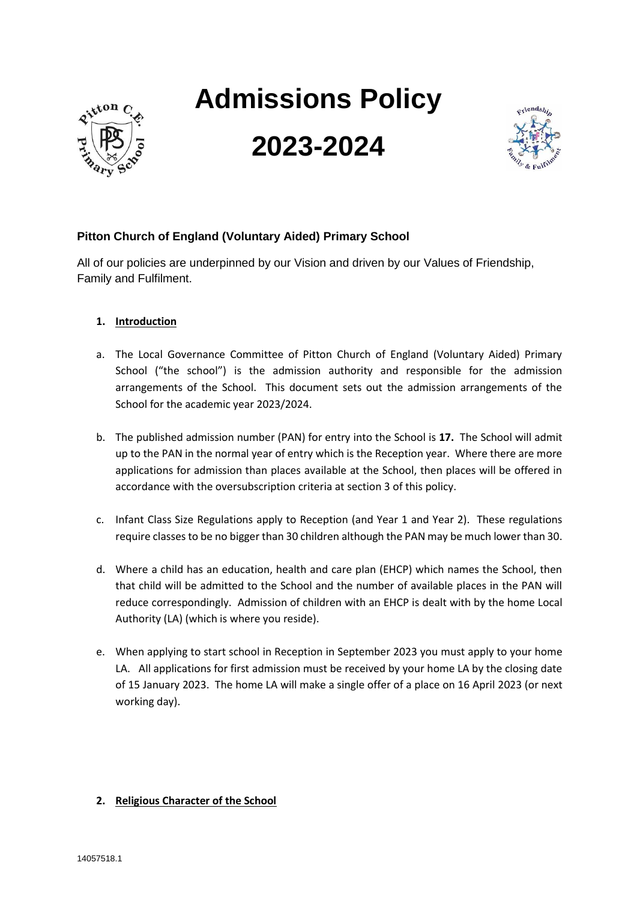# Admissions Policy

# 2023-2024

**Pitton Church of England (Voluntary Aided) Primary School**

All of our policies are underpinned by our Vision and driven by our Values of Friendship, Family and Fulfilment.

1. **Introduction**

a. The Local Governance Committee of Pitton Church of England (Voluntary Aided) Primary School ("the school") is the admission authority and responsible for the admission arrangements of the School. This document sets out the admission arrangements of the School for the academic year 2023/2024.

b. The published admission number (PAN) for entry into the School is **17.** The School will admit up to the PAN in the normal year of entry which is the Reception year. Where there are more applications for admission than places available at the School, then places will be offered in accordance with the oversubscription criteria at section 3 of this policy.

c. Infant Class Size Regulations apply to Reception (and Year 1 and Year 2). These regulations require classes to be no bigger than 30 children although the PAN may be much lower than 30.

d. Where a child has an education, health and care plan (EHCP) which names the School, then that child will be admitted to the School and the number of available places in the PAN will reduce correspondingly. Admission of children with an EHCP is dealt with by the home Local Authority (LA) (which is where you reside).

e. When applying to start school in Reception in September 2023 you must apply to your home LA. All applications for first admission must be received by your home LA by the closing date of 15 January 2023. The home LA will make a single offer of a place on 16 April 2023 (or next working day).

2. **Religious Character of the School**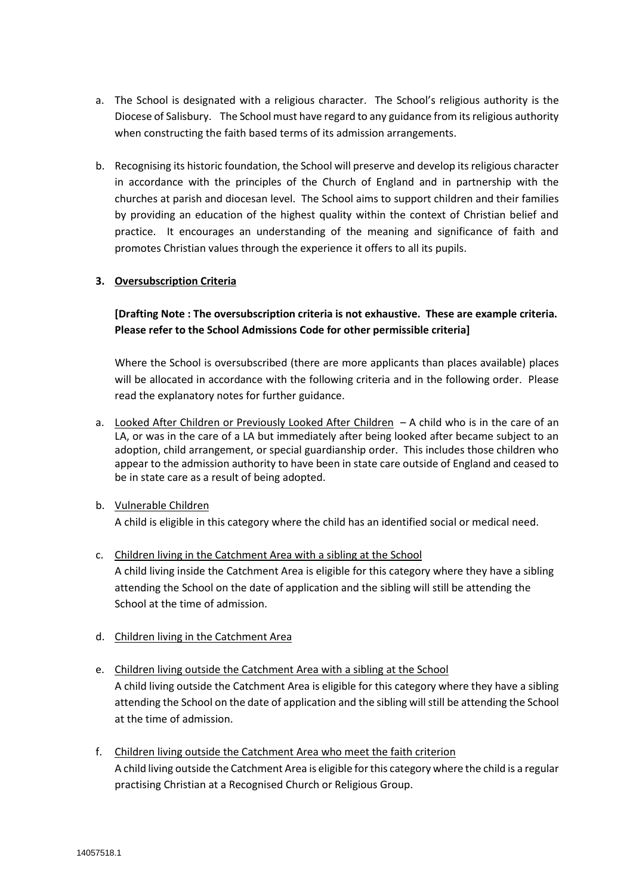a. The School is designated with a religious character. The School's religious authority is the Diocese of Salisbury. The School must have regard to any guidance from its religious authority when constructing the faith based terms of its admission arrangements.

b. Recognising its historic foundation, the School will preserve and develop its religious character in accordance with the principles of the Church of England and in partnership with the churches at parish and diocesan level. The School aims to support children and their families by providing an education of the highest quality within the context of Christian belief and practice. It encourages an understanding of the meaning and significance of faith and promotes Christian values through the experience it offers to all its pupils.

## 3. Oversubscription Criteria

**[Drafting Note : The oversubscription criteria is not exhaustive. These are example criteria. Please refer to the School Admissions Code for other permissible criteria]**

Where the School is oversubscribed (there are more applicants than places available) places will be allocated in accordance with the following criteria and in the following order. Please read the explanatory notes for further guidance.

a. <u>Looked After Children or Previously Looked After Children</u> – A child who is in the care of an LA, or was in the care of a LA but immediately after being looked after became subject to an adoption, child arrangement, or special guardianship order. This includes those children who appear to the admission authority to have been in state care outside of England and ceased to be in state care as a result of being adopted.

b. <u>Vulnerable Children</u>
A child is eligible in this category where the child has an identified social or medical need.

c. <u>Children living in the Catchment Area with a sibling at the School</u>
A child living inside the Catchment Area is eligible for this category where they have a sibling attending the School on the date of application and the sibling will still be attending the School at the time of admission.

d. <u>Children living in the Catchment Area</u>

e. <u>Children living outside the Catchment Area with a sibling at the School</u>
A child living outside the Catchment Area is eligible for this category where they have a sibling attending the School on the date of application and the sibling will still be attending the School at the time of admission.

f. <u>Children living outside the Catchment Area who meet the faith criterion</u>
A child living outside the Catchment Area is eligible for this category where the child is a regular practising Christian at a Recognised Church or Religious Group.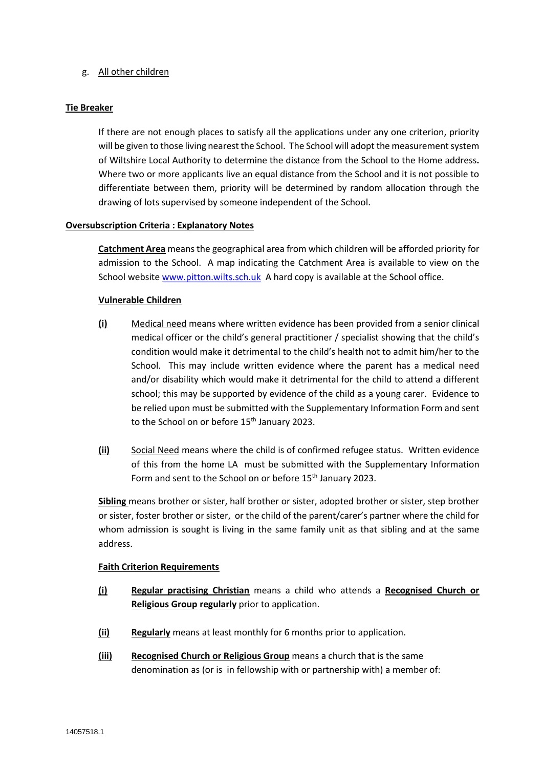g. All other children

**Tie Breaker**

If there are not enough places to satisfy all the applications under any one criterion, priority will be given to those living nearest the School. The School will adopt the measurement system of Wiltshire Local Authority to determine the distance from the School to the Home address**.** Where two or more applicants live an equal distance from the School and it is not possible to differentiate between them, priority will be determined by random allocation through the drawing of lots supervised by someone independent of the School.

**Oversubscription Criteria : Explanatory Notes**

**Catchment Area** means the geographical area from which children will be afforded priority for admission to the School. A map indicating the Catchment Area is available to view on the School website www.pitton.wilts.sch.uk A hard copy is available at the School office.

**Vulnerable Children**

**(i)** Medical need means where written evidence has been provided from a senior clinical medical officer or the child's general practitioner / specialist showing that the child's condition would make it detrimental to the child's health not to admit him/her to the School. This may include written evidence where the parent has a medical need and/or disability which would make it detrimental for the child to attend a different school; this may be supported by evidence of the child as a young carer. Evidence to be relied upon must be submitted with the Supplementary Information Form and sent to the School on or before 15th January 2023.

**(ii)** Social Need means where the child is of confirmed refugee status. Written evidence of this from the home LA must be submitted with the Supplementary Information Form and sent to the School on or before 15th January 2023.

**Sibling** means brother or sister, half brother or sister, adopted brother or sister, step brother or sister, foster brother or sister, or the child of the parent/carer's partner where the child for whom admission is sought is living in the same family unit as that sibling and at the same address.

**Faith Criterion Requirements**

**(i)** **Regular practising Christian** means a child who attends a **Recognised Church or Religious Group** **regularly** prior to application.

**(ii)** **Regularly** means at least monthly for 6 months prior to application.

**(iii)** **Recognised Church or Religious Group** means a church that is the same denomination as (or is in fellowship with or partnership with) a member of: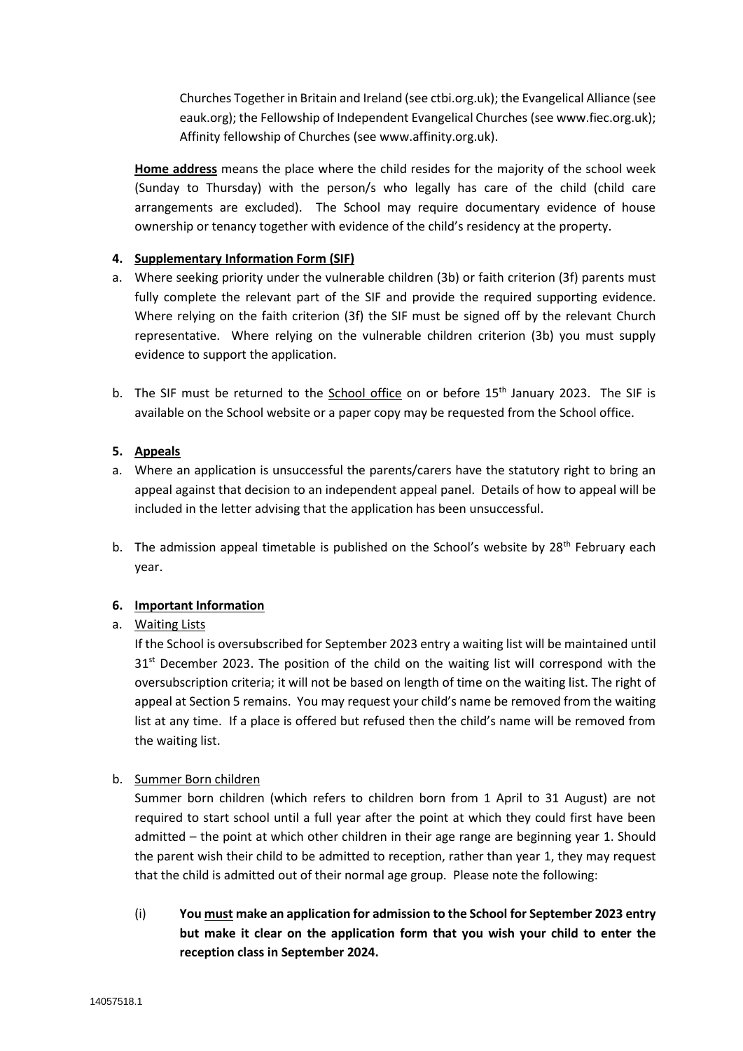Churches Together in Britain and Ireland (see ctbi.org.uk); the Evangelical Alliance (see eauk.org); the Fellowship of Independent Evangelical Churches (see www.fiec.org.uk); Affinity fellowship of Churches (see www.affinity.org.uk).

**Home address** means the place where the child resides for the majority of the school week (Sunday to Thursday) with the person/s who legally has care of the child (child care arrangements are excluded). The School may require documentary evidence of house ownership or tenancy together with evidence of the child's residency at the property.

## 4. Supplementary Information Form (SIF)

a. Where seeking priority under the vulnerable children (3b) or faith criterion (3f) parents must fully complete the relevant part of the SIF and provide the required supporting evidence. Where relying on the faith criterion (3f) the SIF must be signed off by the relevant Church representative. Where relying on the vulnerable children criterion (3b) you must supply evidence to support the application.

b. The SIF must be returned to the School office on or before 15th January 2023. The SIF is available on the School website or a paper copy may be requested from the School office.

## 5. Appeals

a. Where an application is unsuccessful the parents/carers have the statutory right to bring an appeal against that decision to an independent appeal panel. Details of how to appeal will be included in the letter advising that the application has been unsuccessful.

b. The admission appeal timetable is published on the School's website by 28th February each year.

## 6. Important Information

a. Waiting Lists

If the School is oversubscribed for September 2023 entry a waiting list will be maintained until 31st December 2023. The position of the child on the waiting list will correspond with the oversubscription criteria; it will not be based on length of time on the waiting list. The right of appeal at Section 5 remains. You may request your child's name be removed from the waiting list at any time. If a place is offered but refused then the child's name will be removed from the waiting list.

b. Summer Born children

Summer born children (which refers to children born from 1 April to 31 August) are not required to start school until a full year after the point at which they could first have been admitted – the point at which other children in their age range are beginning year 1. Should the parent wish their child to be admitted to reception, rather than year 1, they may request that the child is admitted out of their normal age group. Please note the following:

(i) **You must make an application for admission to the School for September 2023 entry but make it clear on the application form that you wish your child to enter the reception class in September 2024.**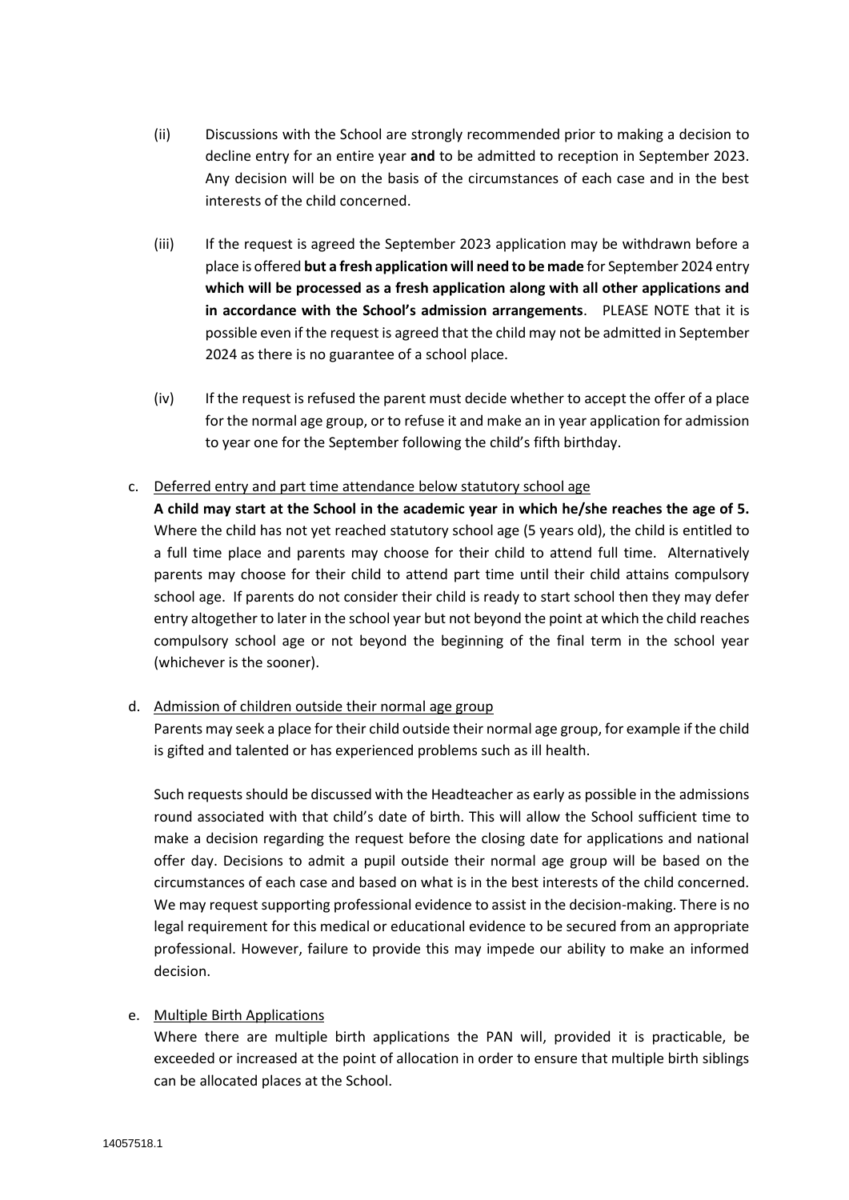(ii) Discussions with the School are strongly recommended prior to making a decision to decline entry for an entire year **and** to be admitted to reception in September 2023. Any decision will be on the basis of the circumstances of each case and in the best interests of the child concerned.

(iii) If the request is agreed the September 2023 application may be withdrawn before a place is offered **but a fresh application will need to be made** for September 2024 entry **which will be processed as a fresh application along with all other applications and in accordance with the School's admission arrangements**. PLEASE NOTE that it is possible even if the request is agreed that the child may not be admitted in September 2024 as there is no guarantee of a school place.

(iv) If the request is refused the parent must decide whether to accept the offer of a place for the normal age group, or to refuse it and make an in year application for admission to year one for the September following the child's fifth birthday.

c. <u>Deferred entry and part time attendance below statutory school age</u>

**A child may start at the School in the academic year in which he/she reaches the age of 5.** Where the child has not yet reached statutory school age (5 years old), the child is entitled to a full time place and parents may choose for their child to attend full time. Alternatively parents may choose for their child to attend part time until their child attains compulsory school age. If parents do not consider their child is ready to start school then they may defer entry altogether to later in the school year but not beyond the point at which the child reaches compulsory school age or not beyond the beginning of the final term in the school year (whichever is the sooner).

d. <u>Admission of children outside their normal age group</u>

Parents may seek a place for their child outside their normal age group, for example if the child is gifted and talented or has experienced problems such as ill health.

Such requests should be discussed with the Headteacher as early as possible in the admissions round associated with that child's date of birth. This will allow the School sufficient time to make a decision regarding the request before the closing date for applications and national offer day. Decisions to admit a pupil outside their normal age group will be based on the circumstances of each case and based on what is in the best interests of the child concerned. We may request supporting professional evidence to assist in the decision-making. There is no legal requirement for this medical or educational evidence to be secured from an appropriate professional. However, failure to provide this may impede our ability to make an informed decision.

e. <u>Multiple Birth Applications</u>

Where there are multiple birth applications the PAN will, provided it is practicable, be exceeded or increased at the point of allocation in order to ensure that multiple birth siblings can be allocated places at the School.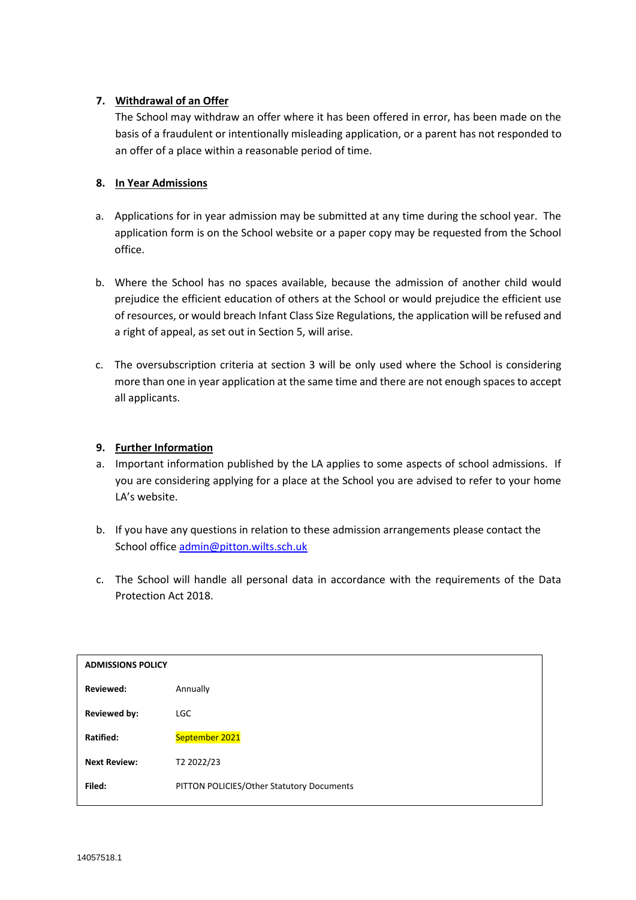## 7. Withdrawal of an Offer

The School may withdraw an offer where it has been offered in error, has been made on the basis of a fraudulent or intentionally misleading application, or a parent has not responded to an offer of a place within a reasonable period of time.

## 8. In Year Admissions

a. Applications for in year admission may be submitted at any time during the school year. The application form is on the School website or a paper copy may be requested from the School office.

b. Where the School has no spaces available, because the admission of another child would prejudice the efficient education of others at the School or would prejudice the efficient use of resources, or would breach Infant Class Size Regulations, the application will be refused and a right of appeal, as set out in Section 5, will arise.

c. The oversubscription criteria at section 3 will be only used where the School is considering more than one in year application at the same time and there are not enough spaces to accept all applicants.

## 9. Further Information

a. Important information published by the LA applies to some aspects of school admissions. If you are considering applying for a place at the School you are advised to refer to your home LA's website.

b. If you have any questions in relation to these admission arrangements please contact the School office admin@pitton.wilts.sch.uk

c. The School will handle all personal data in accordance with the requirements of the Data Protection Act 2018.

| ADMISSIONS POLICY | |
|---|---|
| **Reviewed:** | Annually |
| **Reviewed by:** | LGC |
| **Ratified:** | September 2021 |
| **Next Review:** | T2 2022/23 |
| **Filed:** | PITTON POLICIES/Other Statutory Documents |

14057518.1